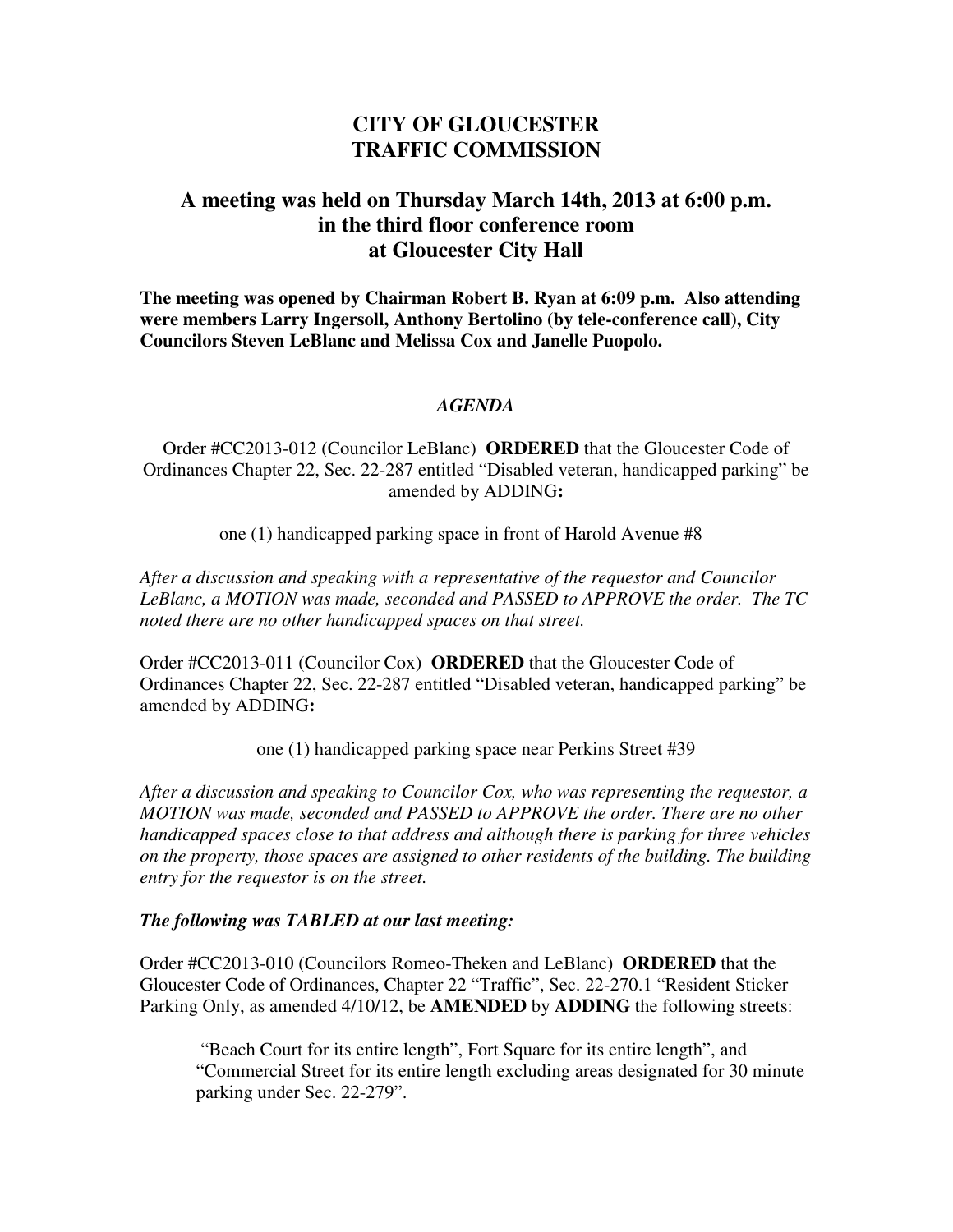# CITY OF GLOUCESTER
# TRAFFIC COMMISSION

## A meeting was held on Thursday March 14th, 2013 at 6:00 p.m. in the third floor conference room at Gloucester City Hall

**The meeting was opened by Chairman Robert B. Ryan at 6:09 p.m. Also attending were members Larry Ingersoll, Anthony Bertolino (by tele-conference call), City Councilors Steven LeBlanc and Melissa Cox and Janelle Puopolo.**

### *AGENDA*

Order #CC2013-012 (Councilor LeBlanc) **ORDERED** that the Gloucester Code of Ordinances Chapter 22, Sec. 22-287 entitled "Disabled veteran, handicapped parking" be amended by ADDING**:**

one (1) handicapped parking space in front of Harold Avenue #8

*After a discussion and speaking with a representative of the requestor and Councilor LeBlanc, a MOTION was made, seconded and PASSED to APPROVE the order. The TC noted there are no other handicapped spaces on that street.*

Order #CC2013-011 (Councilor Cox) **ORDERED** that the Gloucester Code of Ordinances Chapter 22, Sec. 22-287 entitled "Disabled veteran, handicapped parking" be amended by ADDING**:**

one (1) handicapped parking space near Perkins Street #39

*After a discussion and speaking to Councilor Cox, who was representing the requestor, a MOTION was made, seconded and PASSED to APPROVE the order. There are no other handicapped spaces close to that address and although there is parking for three vehicles on the property, those spaces are assigned to other residents of the building. The building entry for the requestor is on the street.*

***The following was TABLED at our last meeting:***

Order #CC2013-010 (Councilors Romeo-Theken and LeBlanc) **ORDERED** that the Gloucester Code of Ordinances, Chapter 22 "Traffic", Sec. 22-270.1 "Resident Sticker Parking Only, as amended 4/10/12, be **AMENDED** by **ADDING** the following streets:

"Beach Court for its entire length", Fort Square for its entire length", and "Commercial Street for its entire length excluding areas designated for 30 minute parking under Sec. 22-279".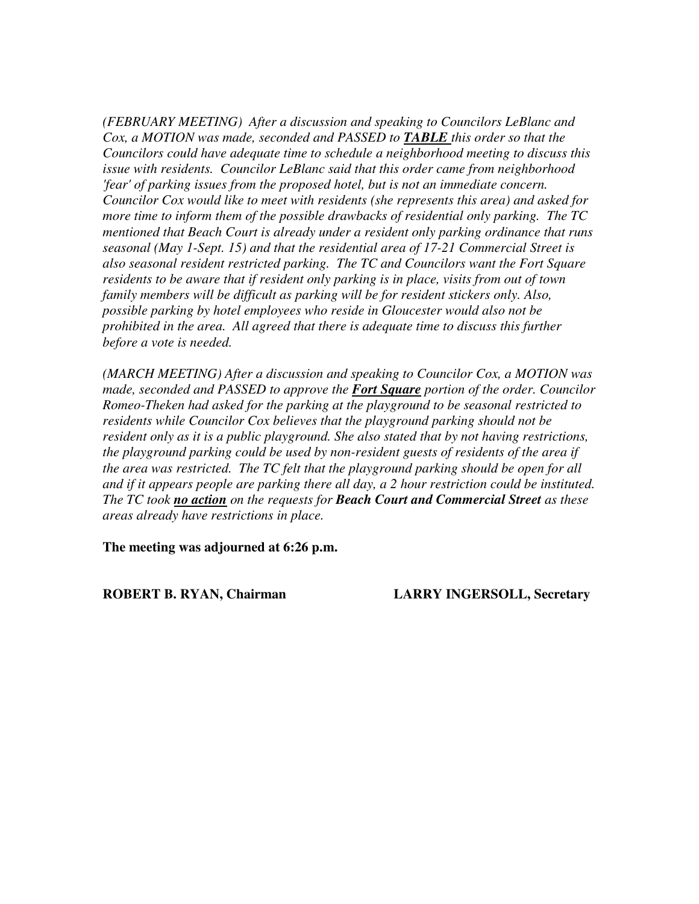*(FEBRUARY MEETING) After a discussion and speaking to Councilors LeBlanc and Cox, a MOTION was made, seconded and PASSED to* ***TABLE*** *this order so that the Councilors could have adequate time to schedule a neighborhood meeting to discuss this issue with residents. Councilor LeBlanc said that this order came from neighborhood 'fear' of parking issues from the proposed hotel, but is not an immediate concern. Councilor Cox would like to meet with residents (she represents this area) and asked for more time to inform them of the possible drawbacks of residential only parking. The TC mentioned that Beach Court is already under a resident only parking ordinance that runs seasonal (May 1-Sept. 15) and that the residential area of 17-21 Commercial Street is also seasonal resident restricted parking. The TC and Councilors want the Fort Square residents to be aware that if resident only parking is in place, visits from out of town family members will be difficult as parking will be for resident stickers only. Also, possible parking by hotel employees who reside in Gloucester would also not be prohibited in the area. All agreed that there is adequate time to discuss this further before a vote is needed.*

*(MARCH MEETING) After a discussion and speaking to Councilor Cox, a MOTION was made, seconded and PASSED to approve the* ***Fort Square*** *portion of the order. Councilor Romeo-Theken had asked for the parking at the playground to be seasonal restricted to residents while Councilor Cox believes that the playground parking should not be resident only as it is a public playground. She also stated that by not having restrictions, the playground parking could be used by non-resident guests of residents of the area if the area was restricted. The TC felt that the playground parking should be open for all and if it appears people are parking there all day, a 2 hour restriction could be instituted. The TC took* ***no action*** *on the requests for* ***Beach Court and Commercial Street*** *as these areas already have restrictions in place.*

**The meeting was adjourned at 6:26 p.m.**

**ROBERT B. RYAN, Chairman** **LARRY INGERSOLL, Secretary**